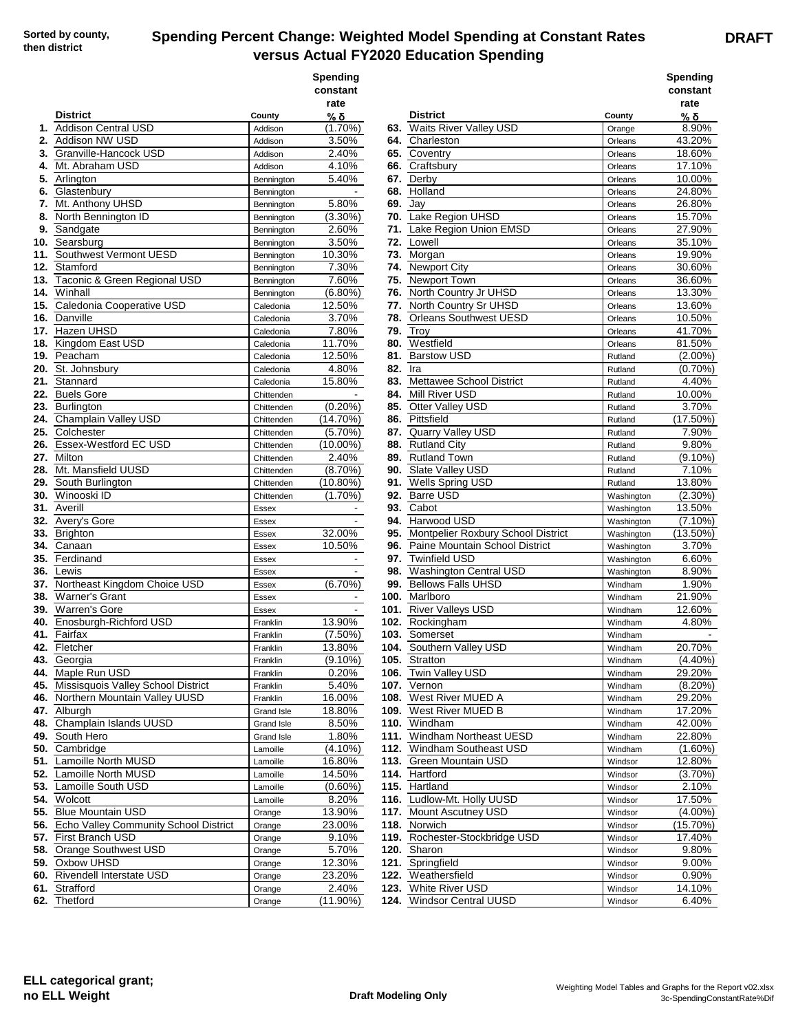Sorted by county, then district

# Spending Percent Change: Weighted Model Spending at Constant Rates versus Actual FY2020 Education Spending

**DRAFT**

| | District | County | Spending constant rate % δ |
|---|---|---|---|
| **1.** | Addison Central USD | Addison | (1.70%) |
| **2.** | Addison NW USD | Addison | 3.50% |
| **3.** | Granville-Hancock USD | Addison | 2.40% |
| **4.** | Mt. Abraham USD | Addison | 4.10% |
| **5.** | Arlington | Bennington | 5.40% |
| **6.** | Glastenbury | Bennington | - |
| **7.** | Mt. Anthony UHSD | Bennington | 5.80% |
| **8.** | North Bennington ID | Bennington | (3.30%) |
| **9.** | Sandgate | Bennington | 2.60% |
| **10.** | Searsburg | Bennington | 3.50% |
| **11.** | Southwest Vermont UESD | Bennington | 10.30% |
| **12.** | Stamford | Bennington | 7.30% |
| **13.** | Taconic & Green Regional USD | Bennington | 7.60% |
| **14.** | Winhall | Bennington | (6.80%) |
| **15.** | Caledonia Cooperative USD | Caledonia | 12.50% |
| **16.** | Danville | Caledonia | 3.70% |
| **17.** | Hazen UHSD | Caledonia | 7.80% |
| **18.** | Kingdom East USD | Caledonia | 11.70% |
| **19.** | Peacham | Caledonia | 12.50% |
| **20.** | St. Johnsbury | Caledonia | 4.80% |
| **21.** | Stannard | Caledonia | 15.80% |
| **22.** | Buels Gore | Chittenden | - |
| **23.** | Burlington | Chittenden | (0.20%) |
| **24.** | Champlain Valley USD | Chittenden | (14.70%) |
| **25.** | Colchester | Chittenden | (5.70%) |
| **26.** | Essex-Westford EC USD | Chittenden | (10.00%) |
| **27.** | Milton | Chittenden | 2.40% |
| **28.** | Mt. Mansfield UUSD | Chittenden | (8.70%) |
| **29.** | South Burlington | Chittenden | (10.80%) |
| **30.** | Winooski ID | Chittenden | (1.70%) |
| **31.** | Averill | Essex | - |
| **32.** | Avery's Gore | Essex | - |
| **33.** | Brighton | Essex | 32.00% |
| **34.** | Canaan | Essex | 10.50% |
| **35.** | Ferdinand | Essex | - |
| **36.** | Lewis | Essex | - |
| **37.** | Northeast Kingdom Choice USD | Essex | (6.70%) |
| **38.** | Warner's Grant | Essex | - |
| **39.** | Warren's Gore | Essex | - |
| **40.** | Enosburgh-Richford USD | Franklin | 13.90% |
| **41.** | Fairfax | Franklin | (7.50%) |
| **42.** | Fletcher | Franklin | 13.80% |
| **43.** | Georgia | Franklin | (9.10%) |
| **44.** | Maple Run USD | Franklin | 0.20% |
| **45.** | Missisquois Valley School District | Franklin | 5.40% |
| **46.** | Northern Mountain Valley UUSD | Franklin | 16.00% |
| **47.** | Alburgh | Grand Isle | 18.80% |
| **48.** | Champlain Islands UUSD | Grand Isle | 8.50% |
| **49.** | South Hero | Grand Isle | 1.80% |
| **50.** | Cambridge | Lamoille | (4.10%) |
| **51.** | Lamoille North MUSD | Lamoille | 16.80% |
| **52.** | Lamoille North MUSD | Lamoille | 14.50% |
| **53.** | Lamoille South USD | Lamoille | (0.60%) |
| **54.** | Wolcott | Lamoille | 8.20% |
| **55.** | Blue Mountain USD | Orange | 13.90% |
| **56.** | Echo Valley Community School District | Orange | 23.00% |
| **57.** | First Branch USD | Orange | 9.10% |
| **58.** | Orange Southwest USD | Orange | 5.70% |
| **59.** | Oxbow UHSD | Orange | 12.30% |
| **60.** | Rivendell Interstate USD | Orange | 23.20% |
| **61.** | Strafford | Orange | 2.40% |
| **62.** | Thetford | Orange | (11.90%) |
| **63.** | Waits River Valley USD | Orange | 8.90% |
| **64.** | Charleston | Orleans | 43.20% |
| **65.** | Coventry | Orleans | 18.60% |
| **66.** | Craftsbury | Orleans | 17.10% |
| **67.** | Derby | Orleans | 10.00% |
| **68.** | Holland | Orleans | 24.80% |
| **69.** | Jay | Orleans | 26.80% |
| **70.** | Lake Region UHSD | Orleans | 15.70% |
| **71.** | Lake Region Union EMSD | Orleans | 27.90% |
| **72.** | Lowell | Orleans | 35.10% |
| **73.** | Morgan | Orleans | 19.90% |
| **74.** | Newport City | Orleans | 30.60% |
| **75.** | Newport Town | Orleans | 36.60% |
| **76.** | North Country Jr UHSD | Orleans | 13.30% |
| **77.** | North Country Sr UHSD | Orleans | 13.60% |
| **78.** | Orleans Southwest UESD | Orleans | 10.50% |
| **79.** | Troy | Orleans | 41.70% |
| **80.** | Westfield | Orleans | 81.50% |
| **81.** | Barstow USD | Rutland | (2.00%) |
| **82.** | Ira | Rutland | (0.70%) |
| **83.** | Mettawee School District | Rutland | 4.40% |
| **84.** | Mill River USD | Rutland | 10.00% |
| **85.** | Otter Valley USD | Rutland | 3.70% |
| **86.** | Pittsfield | Rutland | (17.50%) |
| **87.** | Quarry Valley USD | Rutland | 7.90% |
| **88.** | Rutland City | Rutland | 9.80% |
| **89.** | Rutland Town | Rutland | (9.10%) |
| **90.** | Slate Valley USD | Rutland | 7.10% |
| **91.** | Wells Spring USD | Rutland | 13.80% |
| **92.** | Barre USD | Washington | (2.30%) |
| **93.** | Cabot | Washington | 13.50% |
| **94.** | Harwood USD | Washington | (7.10%) |
| **95.** | Montpelier Roxbury School District | Washington | (13.50%) |
| **96.** | Paine Mountain School District | Washington | 3.70% |
| **97.** | Twinfield USD | Washington | 6.60% |
| **98.** | Washington Central USD | Washington | 8.90% |
| **99.** | Bellows Falls UHSD | Windham | 1.90% |
| **100.** | Marlboro | Windham | 21.90% |
| **101.** | River Valleys USD | Windham | 12.60% |
| **102.** | Rockingham | Windham | 4.80% |
| **103.** | Somerset | Windham | - |
| **104.** | Southern Valley USD | Windham | 20.70% |
| **105.** | Stratton | Windham | (4.40%) |
| **106.** | Twin Valley USD | Windham | 29.20% |
| **107.** | Vernon | Windham | (8.20%) |
| **108.** | West River MUED A | Windham | 29.20% |
| **109.** | West River MUED B | Windham | 17.20% |
| **110.** | Windham | Windham | 42.00% |
| **111.** | Windham Northeast UESD | Windham | 22.80% |
| **112.** | Windham Southeast USD | Windham | (1.60%) |
| **113.** | Green Mountain USD | Windsor | 12.80% |
| **114.** | Hartford | Windsor | (3.70%) |
| **115.** | Hartland | Windsor | 2.10% |
| **116.** | Ludlow-Mt. Holly UUSD | Windsor | 17.50% |
| **117.** | Mount Ascutney USD | Windsor | (4.00%) |
| **118.** | Norwich | Windsor | (15.70%) |
| **119.** | Rochester-Stockbridge USD | Windsor | 17.40% |
| **120.** | Sharon | Windsor | 9.80% |
| **121.** | Springfield | Windsor | 9.00% |
| **122.** | Weathersfield | Windsor | 0.90% |
| **123.** | White River USD | Windsor | 14.10% |
| **124.** | Windsor Central UUSD | Windsor | 6.40% |

**ELL categorical grant; no ELL Weight**

**Draft Modeling Only**

Weighting Model Tables and Graphs for the Report v02.xlsx
3c-SpendingConstantRate%Dif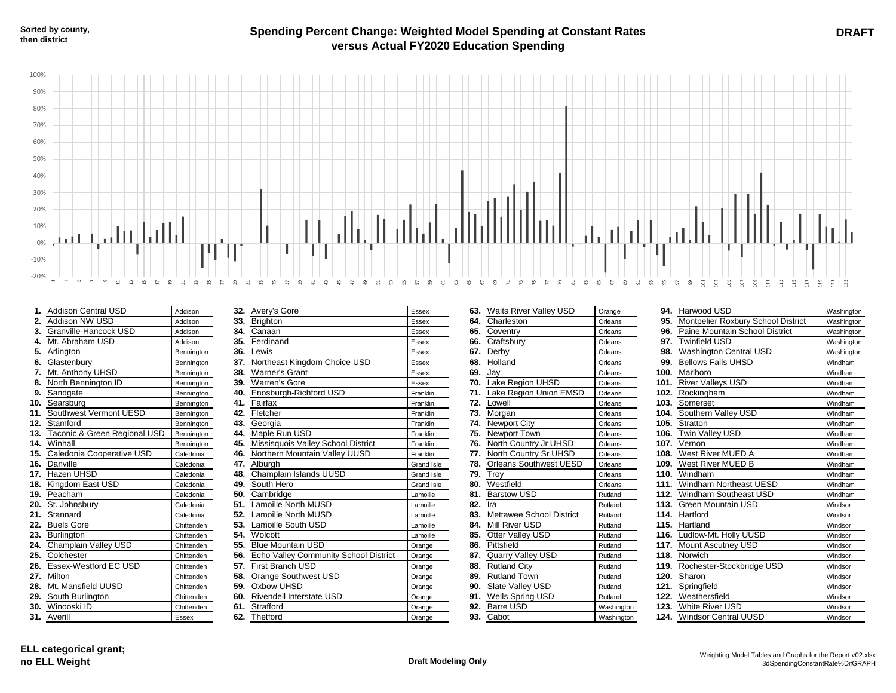Sorted by county, then district

# Spending Percent Change: Weighted Model Spending at Constant Rates versus Actual FY2020 Education Spending

**DRAFT**

100%
90%
80%
70%
60%
50%
40%
30%
20%
10%
0%
-10%
-20%

1 3 5 7 9 11 13 15 17 19 21 23 25 27 29 31 33 35 37 39 41 43 45 47 49 51 53 55 57 59 61 63 65 67 69 71 73 75 77 79 81 83 85 87 89 91 93 95 97 99 101 103 105 107 109 111 113 115 117 119 121 123

| | | |
|---|---|---|
| **1.** | Addison Central USD | Addison |
| **2.** | Addison NW USD | Addison |
| **3.** | Granville-Hancock USD | Addison |
| **4.** | Mt. Abraham USD | Addison |
| **5.** | Arlington | Bennington |
| **6.** | Glastenbury | Bennington |
| **7.** | Mt. Anthony UHSD | Bennington |
| **8.** | North Bennington ID | Bennington |
| **9.** | Sandgate | Bennington |
| **10.** | Searsburg | Bennington |
| **11.** | Southwest Vermont UESD | Bennington |
| **12.** | Stamford | Bennington |
| **13.** | Taconic & Green Regional USD | Bennington |
| **14.** | Winhall | Bennington |
| **15.** | Caledonia Cooperative USD | Caledonia |
| **16.** | Danville | Caledonia |
| **17.** | Hazen UHSD | Caledonia |
| **18.** | Kingdom East USD | Caledonia |
| **19.** | Peacham | Caledonia |
| **20.** | St. Johnsbury | Caledonia |
| **21.** | Stannard | Caledonia |
| **22.** | Buels Gore | Chittenden |
| **23.** | Burlington | Chittenden |
| **24.** | Champlain Valley USD | Chittenden |
| **25.** | Colchester | Chittenden |
| **26.** | Essex-Westford EC USD | Chittenden |
| **27.** | Milton | Chittenden |
| **28.** | Mt. Mansfield UUSD | Chittenden |
| **29.** | South Burlington | Chittenden |
| **30.** | Winooski ID | Chittenden |
| **31.** | Averill | Essex |
| **32.** | Avery's Gore | Essex |
| **33.** | Brighton | Essex |
| **34.** | Canaan | Essex |
| **35.** | Ferdinand | Essex |
| **36.** | Lewis | Essex |
| **37.** | Northeast Kingdom Choice USD | Essex |
| **38.** | Warner's Grant | Essex |
| **39.** | Warren's Gore | Essex |
| **40.** | Enosburgh-Richford USD | Franklin |
| **41.** | Fairfax | Franklin |
| **42.** | Fletcher | Franklin |
| **43.** | Georgia | Franklin |
| **44.** | Maple Run USD | Franklin |
| **45.** | Missisquois Valley School District | Franklin |
| **46.** | Northern Mountain Valley UUSD | Franklin |
| **47.** | Alburgh | Grand Isle |
| **48.** | Champlain Islands UUSD | Grand Isle |
| **49.** | South Hero | Grand Isle |
| **50.** | Cambridge | Lamoille |
| **51.** | Lamoille North MUSD | Lamoille |
| **52.** | Lamoille North MUSD | Lamoille |
| **53.** | Lamoille South USD | Lamoille |
| **54.** | Wolcott | Lamoille |
| **55.** | Blue Mountain USD | Orange |
| **56.** | Echo Valley Community School District | Orange |
| **57.** | First Branch USD | Orange |
| **58.** | Orange Southwest USD | Orange |
| **59.** | Oxbow UHSD | Orange |
| **60.** | Rivendell Interstate USD | Orange |
| **61.** | Strafford | Orange |
| **62.** | Thetford | Orange |
| **63.** | Waits River Valley USD | Orange |
| **64.** | Charleston | Orleans |
| **65.** | Coventry | Orleans |
| **66.** | Craftsbury | Orleans |
| **67.** | Derby | Orleans |
| **68.** | Holland | Orleans |
| **69.** | Jay | Orleans |
| **70.** | Lake Region UHSD | Orleans |
| **71.** | Lake Region Union EMSD | Orleans |
| **72.** | Lowell | Orleans |
| **73.** | Morgan | Orleans |
| **74.** | Newport City | Orleans |
| **75.** | Newport Town | Orleans |
| **76.** | North Country Jr UHSD | Orleans |
| **77.** | North Country Sr UHSD | Orleans |
| **78.** | Orleans Southwest UESD | Orleans |
| **79.** | Troy | Orleans |
| **80.** | Westfield | Orleans |
| **81.** | Barstow USD | Rutland |
| **82.** | Ira | Rutland |
| **83.** | Mettawee School District | Rutland |
| **84.** | Mill River USD | Rutland |
| **85.** | Otter Valley USD | Rutland |
| **86.** | Pittsfield | Rutland |
| **87.** | Quarry Valley USD | Rutland |
| **88.** | Rutland City | Rutland |
| **89.** | Rutland Town | Rutland |
| **90.** | Slate Valley USD | Rutland |
| **91.** | Wells Spring USD | Rutland |
| **92.** | Barre USD | Washington |
| **93.** | Cabot | Washington |
| **94.** | Harwood USD | Washington |
| **95.** | Montpelier Roxbury School District | Washington |
| **96.** | Paine Mountain School District | Washington |
| **97.** | Twinfield USD | Washington |
| **98.** | Washington Central USD | Washington |
| **99.** | Bellows Falls UHSD | Windham |
| **100.** | Marlboro | Windham |
| **101.** | River Valleys USD | Windham |
| **102.** | Rockingham | Windham |
| **103.** | Somerset | Windham |
| **104.** | Southern Valley USD | Windham |
| **105.** | Stratton | Windham |
| **106.** | Twin Valley USD | Windham |
| **107.** | Vernon | Windham |
| **108.** | West River MUED A | Windham |
| **109.** | West River MUED B | Windham |
| **110.** | Windham | Windham |
| **111.** | Windham Northeast UESD | Windham |
| **112.** | Windham Southeast USD | Windham |
| **113.** | Green Mountain USD | Windsor |
| **114.** | Hartford | Windsor |
| **115.** | Hartland | Windsor |
| **116.** | Ludlow-Mt. Holly UUSD | Windsor |
| **117.** | Mount Ascutney USD | Windsor |
| **118.** | Norwich | Windsor |
| **119.** | Rochester-Stockbridge USD | Windsor |
| **120.** | Sharon | Windsor |
| **121.** | Springfield | Windsor |
| **122.** | Weathersfield | Windsor |
| **123.** | White River USD | Windsor |
| **124.** | Windsor Central UUSD | Windsor |

**ELL categorical grant; no ELL Weight**

**Draft Modeling Only**

Weighting Model Tables and Graphs for the Report v02.xlsx
3dSpendingConstantRate%DifGRAPH